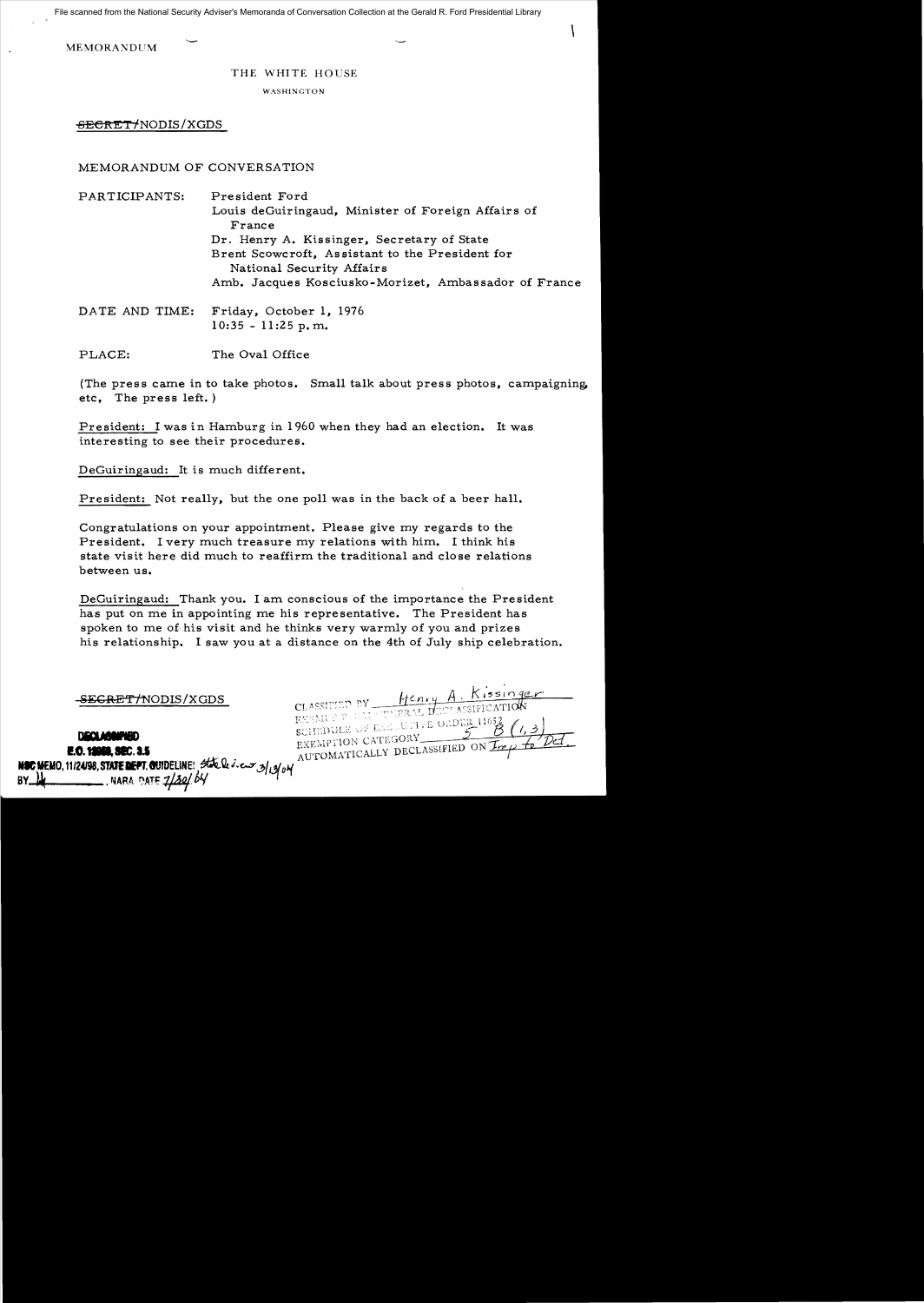File scanned from the National Security Adviser's Memoranda of Conversation Collection at the Gerald R. Ford Presidential Library

MEMORANDUM

THE WHITE HOUSE

WASHINGTON

~~SECRET~~/NODIS/XGDS

MEMORANDUM OF CONVERSATION

PARTICIPANTS: President Ford
Louis deGuiringaud, Minister of Foreign Affairs of France
Dr. Henry A. Kissinger, Secretary of State
Brent Scowcroft, Assistant to the President for National Security Affairs
Amb. Jacques Kosciusko-Morizet, Ambassador of France

DATE AND TIME: Friday, October 1, 1976
10:35 - 11:25 p.m.

PLACE: The Oval Office

(The press came in to take photos. Small talk about press photos, campaigning, etc, The press left.)

President: I was in Hamburg in 1960 when they had an election. It was interesting to see their procedures.

DeGuiringaud: It is much different.

President: Not really, but the one poll was in the back of a beer hall.

Congratulations on your appointment. Please give my regards to the President. I very much treasure my relations with him. I think his state visit here did much to reaffirm the traditional and close relations between us.

DeGuiringaud: Thank you. I am conscious of the importance the President has put on me in appointing me his representative. The President has spoken to me of his visit and he thinks very warmly of you and prizes his relationship. I saw you at a distance on the 4th of July ship celebration.

~~SECRET~~/NODIS/XGDS

CLASSIFIED BY Henry A. Kissinger
EXEMPT FROM GENERAL DECLASSIFICATION
SCHEDULE OF EXECUTIVE ORDER 11652
EXEMPTION CATEGORY 5 B (1, 3)
AUTOMATICALLY DECLASSIFIED ON Imp to Det.

DECLASSIFIED
E.O. 12958, SEC. 3.5
NSC MEMO, 11/24/98, STATE DEPT. GUIDELINES State Review 3/13/04
BY lk, NARA DATE 7/30/04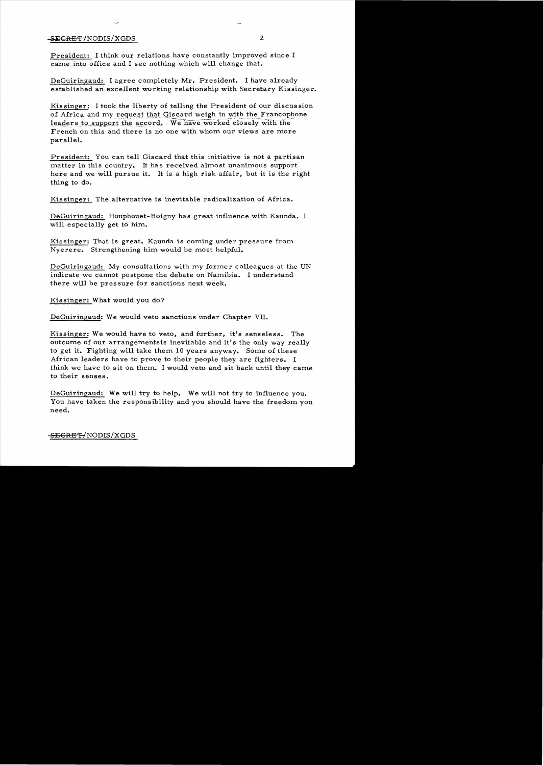SECRET/NODIS/XGDS

President: I think our relations have constantly improved since I came into office and I see nothing which will change that.

DeGuiringaud: I agree completely Mr. President. I have already established an excellent working relationship with Secretary Kissinger.

Kissinger: I took the liberty of telling the President of our discussion of Africa and my request that Giscard weigh in with the Francophone leaders to support the accord. We have worked closely with the French on this and there is no one with whom our views are more parallel.

President: You can tell Giscard that this initiative is not a partisan matter in this country. It has received almost unanimous support here and we will pursue it. It is a high risk affair, but it is the right thing to do.

Kissinger: The alternative is inevitable radicalization of Africa.

DeGuiringaud: Houphouet-Boigny has great influence with Kaunda. I will especially get to him.

Kissinger: That is great. Kaunda is coming under pressure from Nyerere. Strengthening him would be most helpful.

DeGuiringaud: My consultations with my former colleagues at the UN indicate we cannot postpone the debate on Namibia. I understand there will be pressure for sanctions next week.

Kissinger: What would you do?

DeGuiringaud: We would veto sanctions under Chapter VII.

Kissinger: We would have to veto, and further, it's senseless. The outcome of our arrangementsis inevitable and it's the only way really to get it. Fighting will take them 10 years anyway. Some of these African leaders have to prove to their people they are fighters. I think we have to sit on them. I would veto and sit back until they came to their senses.

DeGuiringaud: We will try to help. We will not try to influence you. You have taken the responsibility and you should have the freedom you need.

SECRET/NODIS/XGDS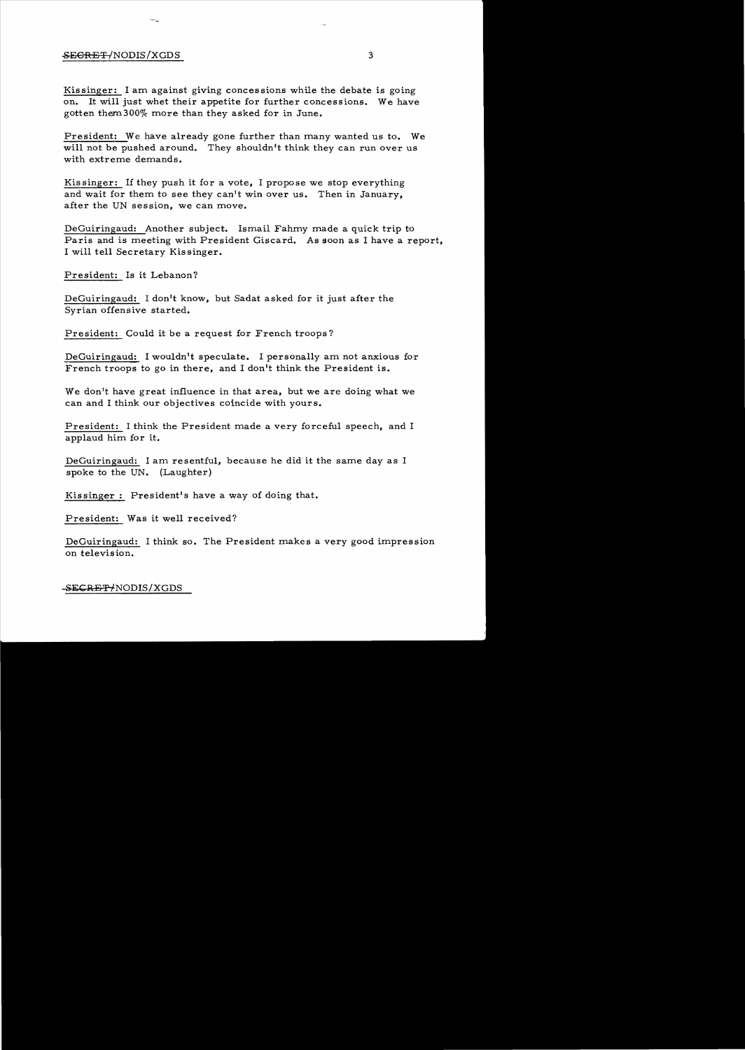Kissinger: I am against giving concessions while the debate is going on. It will just whet their appetite for further concessions. We have gotten them 300% more than they asked for in June.

President: We have already gone further than many wanted us to. We will not be pushed around. They shouldn't think they can run over us with extreme demands.

Kissinger: If they push it for a vote, I propose we stop everything and wait for them to see they can't win over us. Then in January, after the UN session, we can move.

DeGuiringaud: Another subject. Ismail Fahmy made a quick trip to Paris and is meeting with President Giscard. As soon as I have a report, I will tell Secretary Kissinger.

President: Is it Lebanon?

DeGuiringaud: I don't know, but Sadat asked for it just after the Syrian offensive started.

President: Could it be a request for French troops?

DeGuiringaud: I wouldn't speculate. I personally am not anxious for French troops to go in there, and I don't think the President is.

We don't have great influence in that area, but we are doing what we can and I think our objectives coincide with yours.

President: I think the President made a very forceful speech, and I applaud him for it.

DeGuiringaud: I am resentful, because he did it the same day as I spoke to the UN. (Laughter)

Kissinger: President's have a way of doing that.

President: Was it well received?

DeGuiringaud: I think so. The President makes a very good impression on television.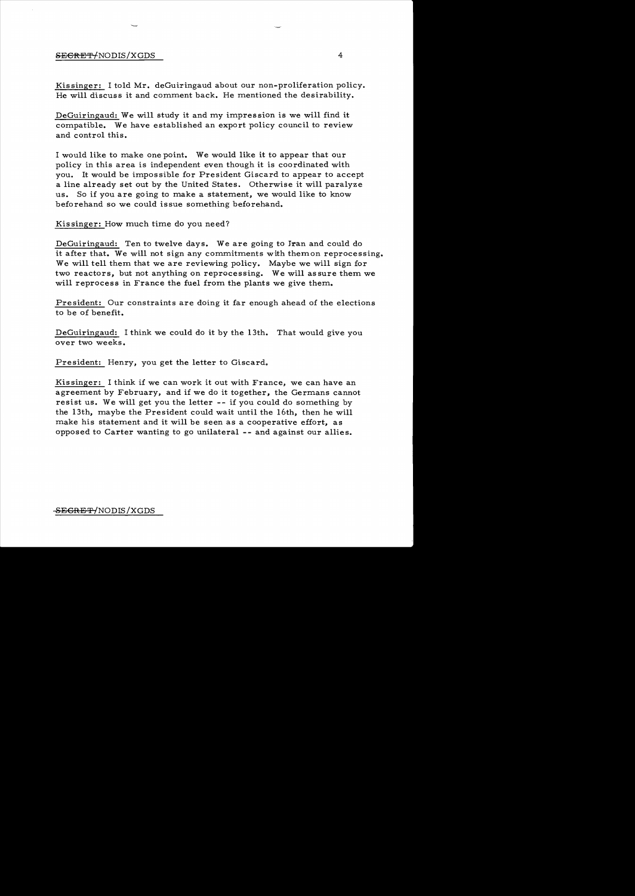Kissinger: I told Mr. deGuiringaud about our non-proliferation policy. He will discuss it and comment back. He mentioned the desirability.

DeGuiringaud: We will study it and my impression is we will find it compatible. We have established an export policy council to review and control this.

I would like to make one point. We would like it to appear that our policy in this area is independent even though it is coordinated with you. It would be impossible for President Giscard to appear to accept a line already set out by the United States. Otherwise it will paralyze us. So if you are going to make a statement, we would like to know beforehand so we could issue something beforehand.

Kissinger: How much time do you need?

DeGuiringaud: Ten to twelve days. We are going to Iran and could do it after that. We will not sign any commitments with themon reprocessing. We will tell them that we are reviewing policy. Maybe we will sign for two reactors, but not anything on reprocessing. We will assure them we will reprocess in France the fuel from the plants we give them.

President: Our constraints are doing it far enough ahead of the elections to be of benefit.

DeGuiringaud: I think we could do it by the 13th. That would give you over two weeks.

President: Henry, you get the letter to Giscard.

Kissinger: I think if we can work it out with France, we can have an agreement by February, and if we do it together, the Germans cannot resist us. We will get you the letter -- if you could do something by the 13th, maybe the President could wait until the 16th, then he will make his statement and it will be seen as a cooperative effort, as opposed to Carter wanting to go unilateral -- and against our allies.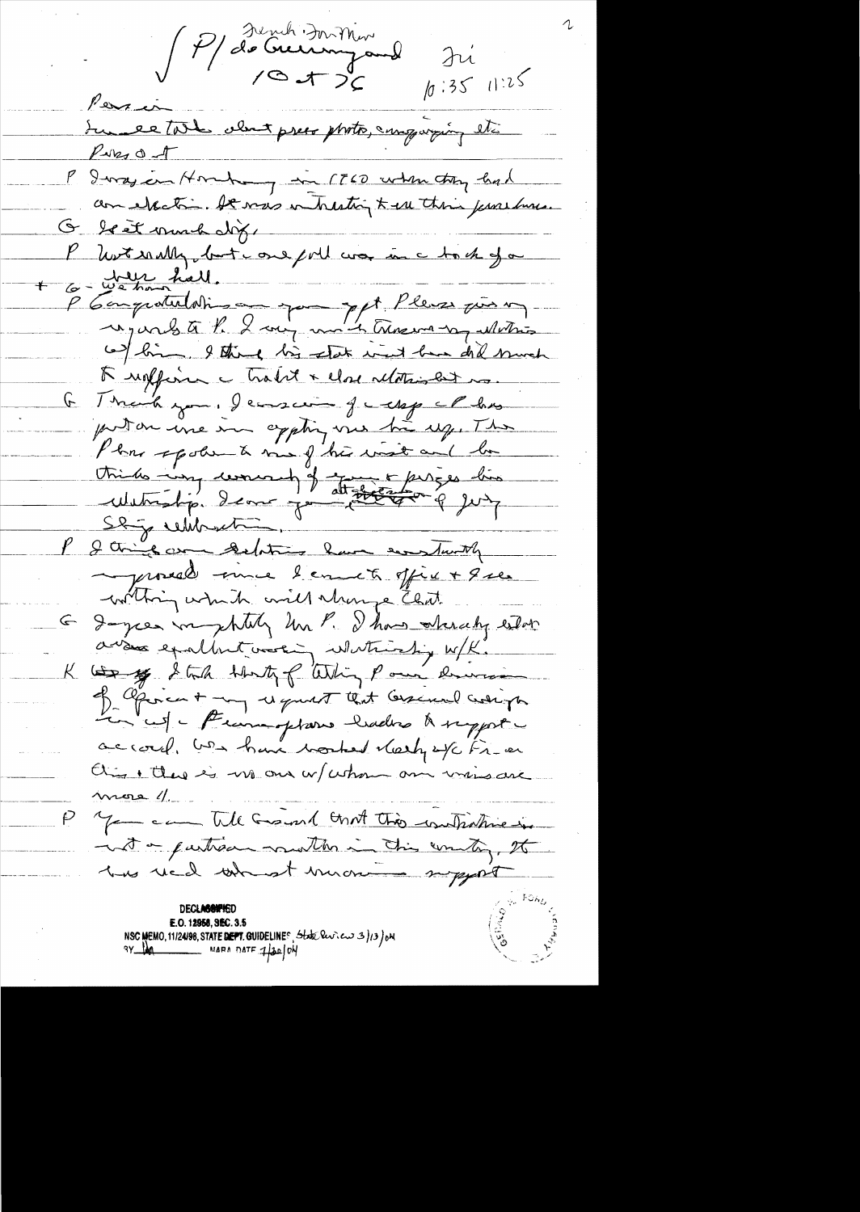P/ de Guiringaud
French Foreign Min
10 + 25
Fri
10:35 11:25

Pers in
Smaller talk about press photo, comparing etc
Pres & A

P I was in Hamburg in 1960 when they had an election. It was interesting to see their procedures.

G Is it much diff.

P Not really, but one poll was in a tank of a beer hall.

+ G - We have

P Congratulations on your appt. Please give my regards to P. I very much treasure my relations w/ him. I think his state visit here did much to reaffirm a tradit & close relationship we.

G Thank you. I envision if a step-P has put on once in copying over his up. The Pres spoke to me of his visit and he thinks very warmly of you & prizes his relationship. I can assure you of very strong relationship.

P I think our relations have constantly improved since I came to office & I see nothing which will change that.

G I agree completely Mr P. I have already established excellent working relationship w/K.

K I say I took liberty of telling P our discussion of Africa & my request that Giscard weigh in w/ Francophone leaders to support accord. We have worked closely w/ Fr on this & there is no one w/ whom our views are more //

P You can tell Giscard that this initiative is not a partisan matter in this country. It has had almost unanimous support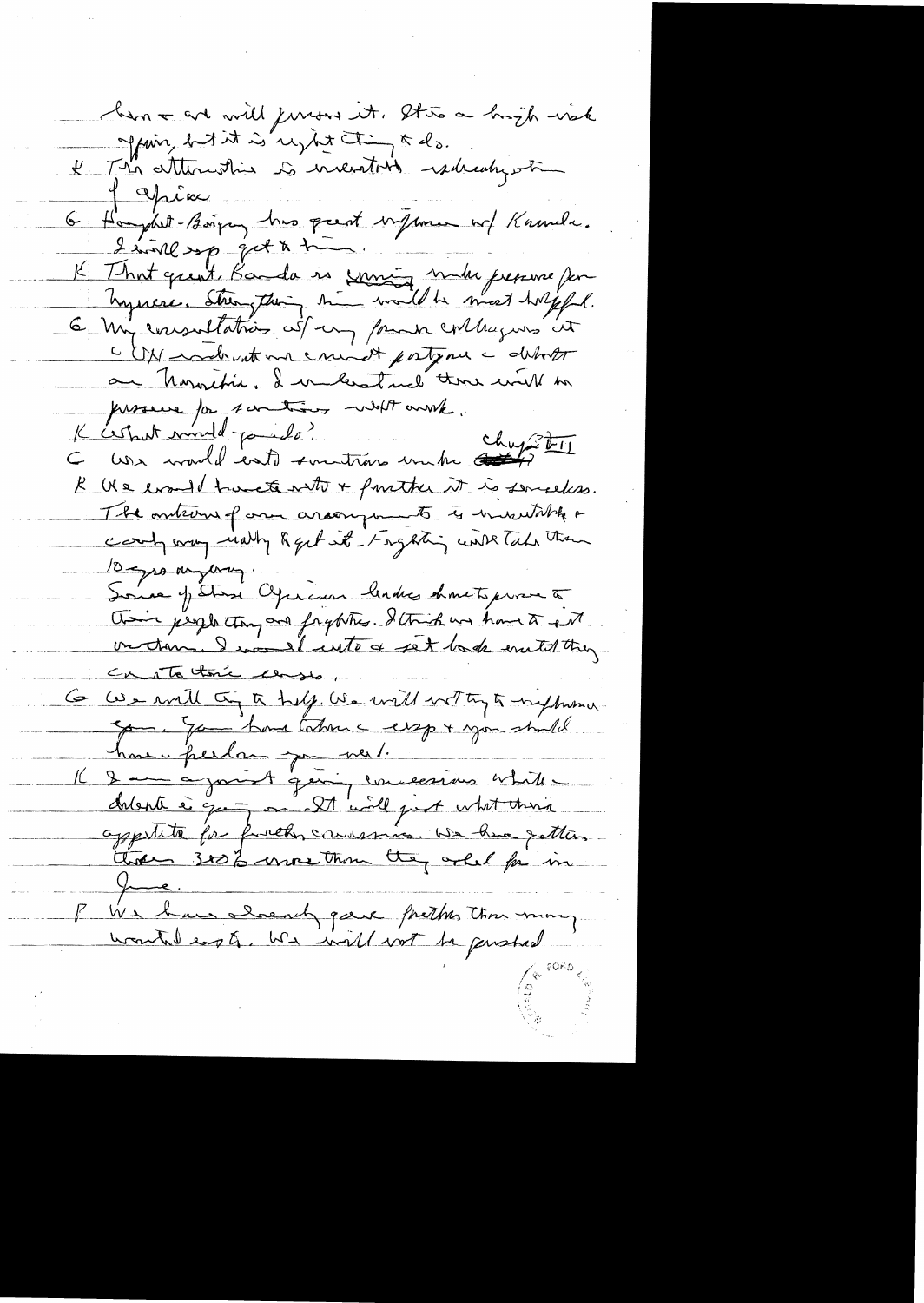him — and will pursue it. It is a high risk affair, but it is right thing to do.

K The alternative is inevitable radicalization of Africa.

G Houphouet-Boigny has great influence w/ Kaunda. I will try get to him.

K That great, Kaunda is coming under pressure from Nyerere. Strengthening him would be most helpful.

G My consultations w/ my former colleagues at the UN indicate we cannot postpone the debate on Namibia. I understand there will be pressure for sanctions which won't work.

K What would you do?

G We would veto sanctions under Chapter VII

K We would have to veto + further it is senseless. The outcome of our arrangements is inevitable + courting may really kept it. Fighting will take then 10 yrs anyway.

Some of these African leaders don't prove to their people they are fighters. I think we have to sit on them. I would veto + sit back until they come to their senses.

G We will try to help. We will not try to influence you. You have taken the resp + you should have freedom you need.

K I am against giving concessions while debate is going on. It will just whet their appetite for further concessions. We have gotten them 300% more than they asked for in June.

P We have already gave further than many wanted us to. We will not be pushed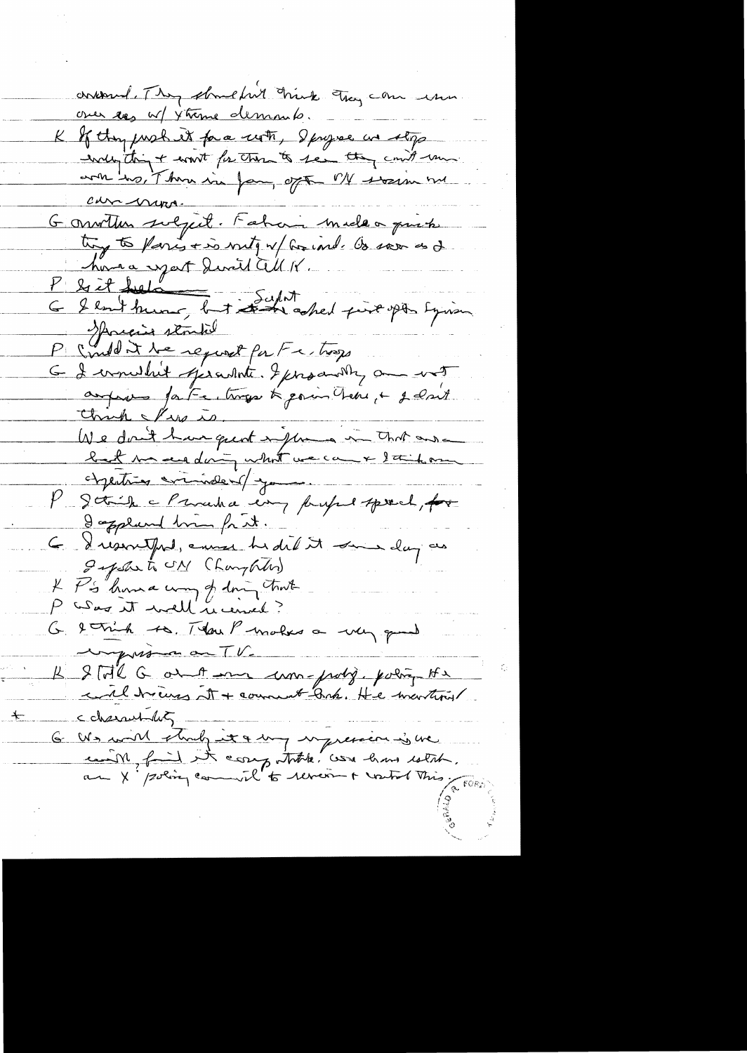around. They should not think they can run over us w/ extreme demands.

K If they push it for a vote, I propose we stop everything & wait for them to see they can't run over us. Then in Jan, after UN session we can move.

G Another subject. Fahmi made a quick trip to Paris & is mtg w/ Giscard. As soon as I have a report I will tell K.

P Is it ~~helpful~~

G I don't know, but Sadat asked just after Syrian offensive started

P Could it be request for Fr. troops

G I wouldn't speculate. I personally am not anxious for Fr. troops to go in there, & I don't think Pres is.

We don't have great influence in that area but we are doing what we can & I think are operating in line w/ you.

P I think Pres had a very helpful speech, ~~for~~ I applaud him for it.

G I resented, cause he did it same day as I spoke to UN (Laughter)

K P's have a way of doing that

P Was it well received?

G I think so. The P makes a very good impression on TV.

K I told G about our non-proliferation policy. He will discuss it & comment back. He mentioned

\* a chemical [?]

G We will study it & my impression is we will find it compatible. We have established an X? policy council to review & control this.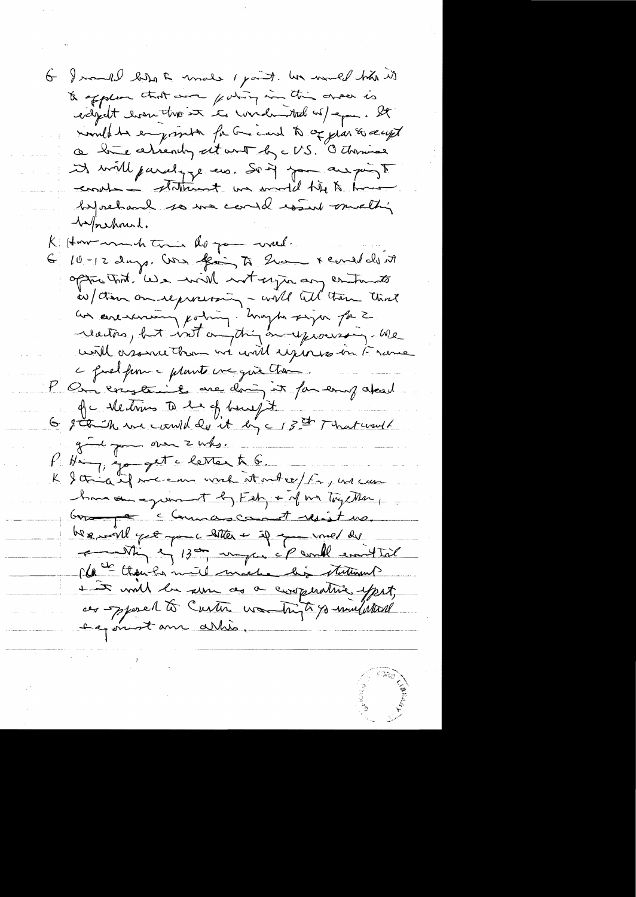G I would like to make 1 point. We would like it to appear that our policy in this area is adopted even though it is coordinated w/ Japan. It would be important for Giscard to appear to accept a line already set out by the US. Otherwise it will paralyze us. So if you are going to consult — statement we would like to know beforehand so we could issue something beforehand.

K How much time do you need.

G 10-12 days. We are going to Iran & could do it after that. We will not sign any contracts w/ them on reprocessing – will tell them that we are reviewing policy. Maybe sign for 2 reactors, but not anything on reprocessing. We will assure them we will reprocess in France the fuel from the plants we give them.

P Our scientists are doing it for energy ahead of the elections to be of benefit.

G I think we could do it by the 13th. That would give you over 2 wks.

P Henry, you get a letter to G.

K I think if we can work it out w/ Fr, we can have an agreement by Feb, & if we together, Germany & Canada can't resist us.

We will get you a letter & if you would do something by 13th, maybe the P could …… the 16th thanks …… make his statement & it will be seen as a cooperative effort, as opposed to Carter wanting to go unilateral against our allies.